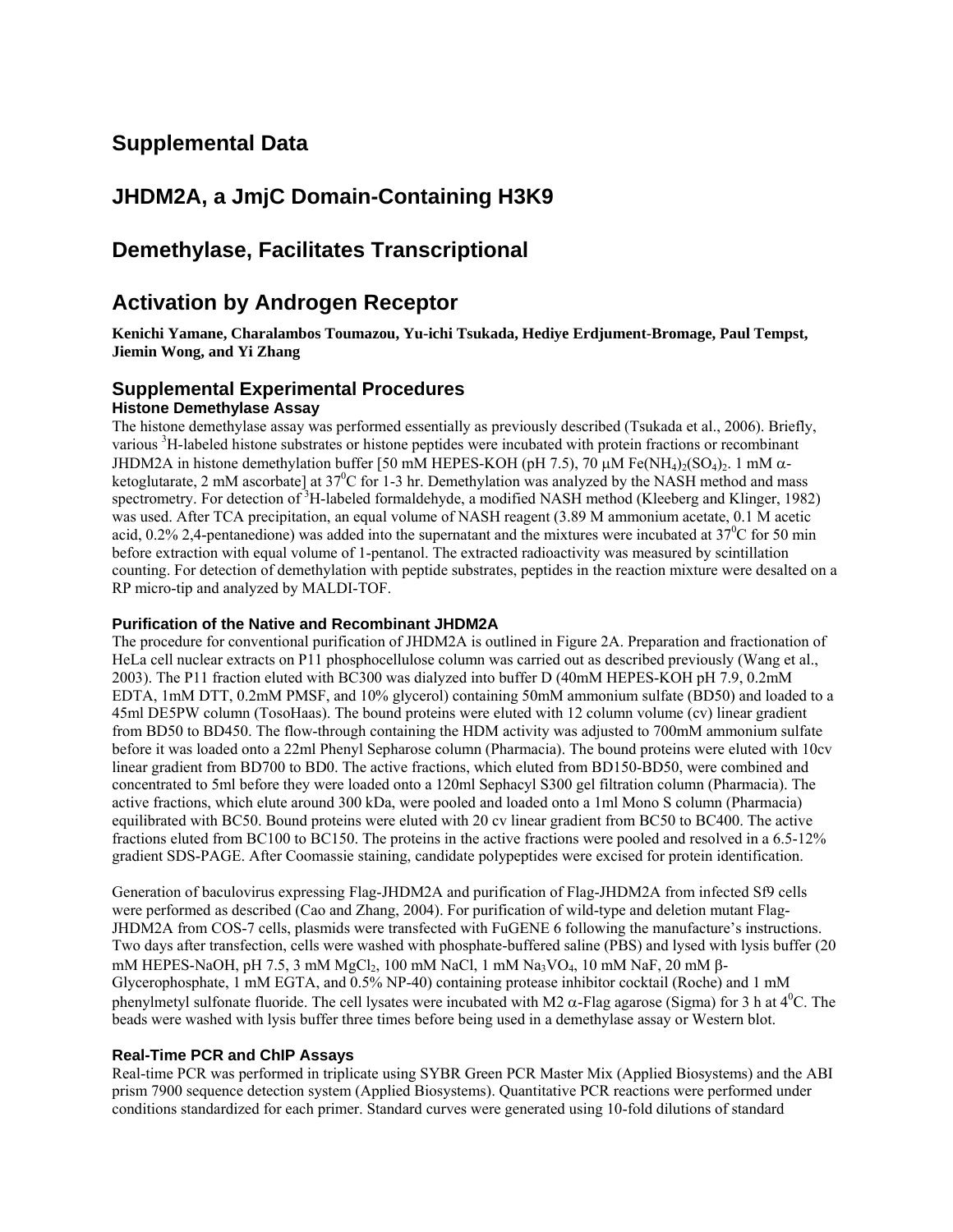# Supplemental Data

# JHDM2A, a JmjC Domain-Containing H3K9 Demethylase, Facilitates Transcriptional Activation by Androgen Receptor

**Kenichi Yamane, Charalambos Toumazou, Yu-ichi Tsukada, Hediye Erdjument-Bromage, Paul Tempst, Jiemin Wong, and Yi Zhang**

## Supplemental Experimental Procedures

### Histone Demethylase Assay

The histone demethylase assay was performed essentially as previously described (Tsukada et al., 2006). Briefly, various $^3$H-labeled histone substrates or histone peptides were incubated with protein fractions or recombinant JHDM2A in histone demethylation buffer [50 mM HEPES-KOH (pH 7.5), 70 μM $Fe(NH_4)_2(SO_4)_2$. 1 mM α-ketoglutarate, 2 mM ascorbate] at 37$^0$C for 1-3 hr. Demethylation was analyzed by the NASH method and mass spectrometry. For detection of $^3$H-labeled formaldehyde, a modified NASH method (Kleeberg and Klinger, 1982) was used. After TCA precipitation, an equal volume of NASH reagent (3.89 M ammonium acetate, 0.1 M acetic acid, 0.2% 2,4-pentanedione) was added into the supernatant and the mixtures were incubated at 37$^0$C for 50 min before extraction with equal volume of 1-pentanol. The extracted radioactivity was measured by scintillation counting. For detection of demethylation with peptide substrates, peptides in the reaction mixture were desalted on a RP micro-tip and analyzed by MALDI-TOF.

### Purification of the Native and Recombinant JHDM2A

The procedure for conventional purification of JHDM2A is outlined in Figure 2A. Preparation and fractionation of HeLa cell nuclear extracts on P11 phosphocellulose column was carried out as described previously (Wang et al., 2003). The P11 fraction eluted with BC300 was dialyzed into buffer D (40mM HEPES-KOH pH 7.9, 0.2mM EDTA, 1mM DTT, 0.2mM PMSF, and 10% glycerol) containing 50mM ammonium sulfate (BD50) and loaded to a 45ml DE5PW column (TosoHaas). The bound proteins were eluted with 12 column volume (cv) linear gradient from BD50 to BD450. The flow-through containing the HDM activity was adjusted to 700mM ammonium sulfate before it was loaded onto a 22ml Phenyl Sepharose column (Pharmacia). The bound proteins were eluted with 10cv linear gradient from BD700 to BD0. The active fractions, which eluted from BD150-BD50, were combined and concentrated to 5ml before they were loaded onto a 120ml Sephacyl S300 gel filtration column (Pharmacia). The active fractions, which elute around 300 kDa, were pooled and loaded onto a 1ml Mono S column (Pharmacia) equilibrated with BC50. Bound proteins were eluted with 20 cv linear gradient from BC50 to BC400. The active fractions eluted from BC100 to BC150. The proteins in the active fractions were pooled and resolved in a 6.5-12% gradient SDS-PAGE. After Coomassie staining, candidate polypeptides were excised for protein identification.

Generation of baculovirus expressing Flag-JHDM2A and purification of Flag-JHDM2A from infected Sf9 cells were performed as described (Cao and Zhang, 2004). For purification of wild-type and deletion mutant Flag-JHDM2A from COS-7 cells, plasmids were transfected with FuGENE 6 following the manufacture's instructions. Two days after transfection, cells were washed with phosphate-buffered saline (PBS) and lysed with lysis buffer (20 mM HEPES-NaOH, pH 7.5, 3 mM $MgCl_2$, 100 mM NaCl, 1 mM $Na_3VO_4$, 10 mM NaF, 20 mM β-Glycerophosphate, 1 mM EGTA, and 0.5% NP-40) containing protease inhibitor cocktail (Roche) and 1 mM phenylmetyl sulfonate fluoride. The cell lysates were incubated with M2 α-Flag agarose (Sigma) for 3 h at 4$^0$C. The beads were washed with lysis buffer three times before being used in a demethylase assay or Western blot.

### Real-Time PCR and ChIP Assays

Real-time PCR was performed in triplicate using SYBR Green PCR Master Mix (Applied Biosystems) and the ABI prism 7900 sequence detection system (Applied Biosystems). Quantitative PCR reactions were performed under conditions standardized for each primer. Standard curves were generated using 10-fold dilutions of standard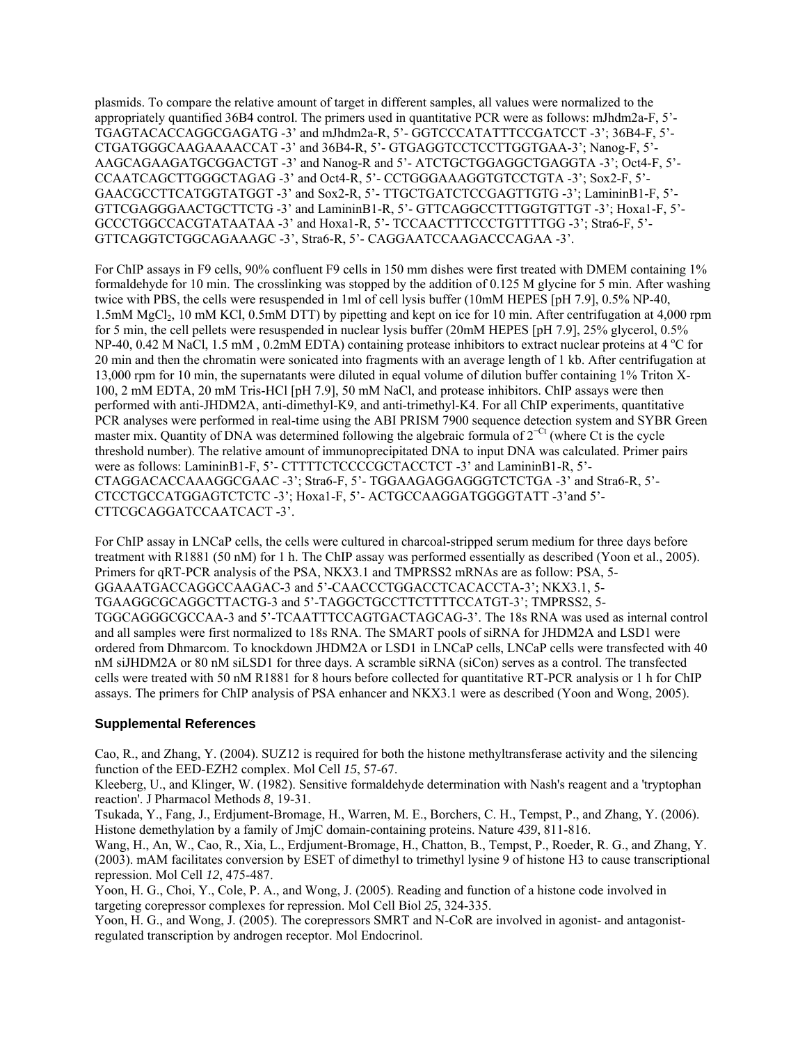plasmids. To compare the relative amount of target in different samples, all values were normalized to the appropriately quantified 36B4 control. The primers used in quantitative PCR were as follows: mJhdm2a-F, 5'- TGAGTACACCAGGCGAGATG -3' and mJhdm2a-R, 5'- GGTCCCATATTTCCGATCCT -3'; 36B4-F, 5'- CTGATGGGCAAGAAAACCAT -3' and 36B4-R, 5'- GTGAGGTCCTCCTTGGTGAA-3'; Nanog-F, 5'- AAGCAGAAGATGCGGACTGT -3' and Nanog-R and 5'- ATCTGCTGGAGGCTGAGGTA -3'; Oct4-F, 5'- CCAATCAGCTTGGGCTAGAG -3' and Oct4-R, 5'- CCTGGGAAAGGTGTCCTGTA -3'; Sox2-F, 5'- GAACGCCTTCATGGTATGGT -3' and Sox2-R, 5'- TTGCTGATCTCCGAGTTGTG -3'; LamininB1-F, 5'- GTTCGAGGGAACTGCTTCTG -3' and LamininB1-R, 5'- GTTCAGGCCTTTGGTGTTGT -3'; Hoxa1-F, 5'- GCCCTGGCCACGTATAATAA -3' and Hoxa1-R, 5'- TCCAACTTTCCCTGTTTTGG -3'; Stra6-F, 5'- GTTCAGGTCTGGCAGAAAGC -3', Stra6-R, 5'- CAGGAATCCAAGACCCAGAA -3'.

For ChIP assays in F9 cells, 90% confluent F9 cells in 150 mm dishes were first treated with DMEM containing 1% formaldehyde for 10 min. The crosslinking was stopped by the addition of 0.125 M glycine for 5 min. After washing twice with PBS, the cells were resuspended in 1ml of cell lysis buffer (10mM HEPES [pH 7.9], 0.5% NP-40, 1.5mM $MgCl_2$, 10 mM KCl, 0.5mM DTT) by pipetting and kept on ice for 10 min. After centrifugation at 4,000 rpm for 5 min, the cell pellets were resuspended in nuclear lysis buffer (20mM HEPES [pH 7.9], 25% glycerol, 0.5% NP-40, 0.42 M NaCl, 1.5 mM , 0.2mM EDTA) containing protease inhibitors to extract nuclear proteins at 4 °C for 20 min and then the chromatin were sonicated into fragments with an average length of 1 kb. After centrifugation at 13,000 rpm for 10 min, the supernatants were diluted in equal volume of dilution buffer containing 1% Triton X-100, 2 mM EDTA, 20 mM Tris-HCl [pH 7.9], 50 mM NaCl, and protease inhibitors. ChIP assays were then performed with anti-JHDM2A, anti-dimethyl-K9, and anti-trimethyl-K4. For all ChIP experiments, quantitative PCR analyses were performed in real-time using the ABI PRISM 7900 sequence detection system and SYBR Green master mix. Quantity of DNA was determined following the algebraic formula of $2^{-Ct}$ (where Ct is the cycle threshold number). The relative amount of immunoprecipitated DNA to input DNA was calculated. Primer pairs were as follows: LamininB1-F, 5'- CTTTTCTCCCCGCTACCTCT -3' and LamininB1-R, 5'- CTAGGACACCAAAGGCGAAC -3'; Stra6-F, 5'- TGGAAGAGGAGGGTCTCTGA -3' and Stra6-R, 5'- CTCCTGCCATGGAGTCTCTC -3'; Hoxa1-F, 5'- ACTGCCAAGGATGGGGTATT -3'and 5'- CTTCGCAGGATCCAATCACT -3'.

For ChIP assay in LNCaP cells, the cells were cultured in charcoal-stripped serum medium for three days before treatment with R1881 (50 nM) for 1 h. The ChIP assay was performed essentially as described (Yoon et al., 2005). Primers for qRT-PCR analysis of the PSA, NKX3.1 and TMPRSS2 mRNAs are as follow: PSA, 5-GGAAATGACCAGGCCAAGAC-3 and 5'-CAACCCTGGACCTCACACCTA-3'; NKX3.1, 5-TGAAGGCGCAGGCTTACTG-3 and 5'-TAGGCTGCCTTCTTTTCCATGT-3'; TMPRSS2, 5-TGGCAGGGCGCCAA-3 and 5'-TCAATTTCCAGTGACTAGCAG-3'. The 18s RNA was used as internal control and all samples were first normalized to 18s RNA. The SMART pools of siRNA for JHDM2A and LSD1 were ordered from Dhmarcom. To knockdown JHDM2A or LSD1 in LNCaP cells, LNCaP cells were transfected with 40 nM siJHDM2A or 80 nM siLSD1 for three days. A scramble siRNA (siCon) serves as a control. The transfected cells were treated with 50 nM R1881 for 8 hours before collected for quantitative RT-PCR analysis or 1 h for ChIP assays. The primers for ChIP analysis of PSA enhancer and NKX3.1 were as described (Yoon and Wong, 2005).

### Supplemental References

Cao, R., and Zhang, Y. (2004). SUZ12 is required for both the histone methyltransferase activity and the silencing function of the EED-EZH2 complex. Mol Cell *15*, 57-67.

Kleeberg, U., and Klinger, W. (1982). Sensitive formaldehyde determination with Nash's reagent and a 'tryptophan reaction'. J Pharmacol Methods *8*, 19-31.

Tsukada, Y., Fang, J., Erdjument-Bromage, H., Warren, M. E., Borchers, C. H., Tempst, P., and Zhang, Y. (2006). Histone demethylation by a family of JmjC domain-containing proteins. Nature *439*, 811-816.

Wang, H., An, W., Cao, R., Xia, L., Erdjument-Bromage, H., Chatton, B., Tempst, P., Roeder, R. G., and Zhang, Y. (2003). mAM facilitates conversion by ESET of dimethyl to trimethyl lysine 9 of histone H3 to cause transcriptional repression. Mol Cell *12*, 475-487.

Yoon, H. G., Choi, Y., Cole, P. A., and Wong, J. (2005). Reading and function of a histone code involved in targeting corepressor complexes for repression. Mol Cell Biol *25*, 324-335.

Yoon, H. G., and Wong, J. (2005). The corepressors SMRT and N-CoR are involved in agonist- and antagonist-regulated transcription by androgen receptor. Mol Endocrinol.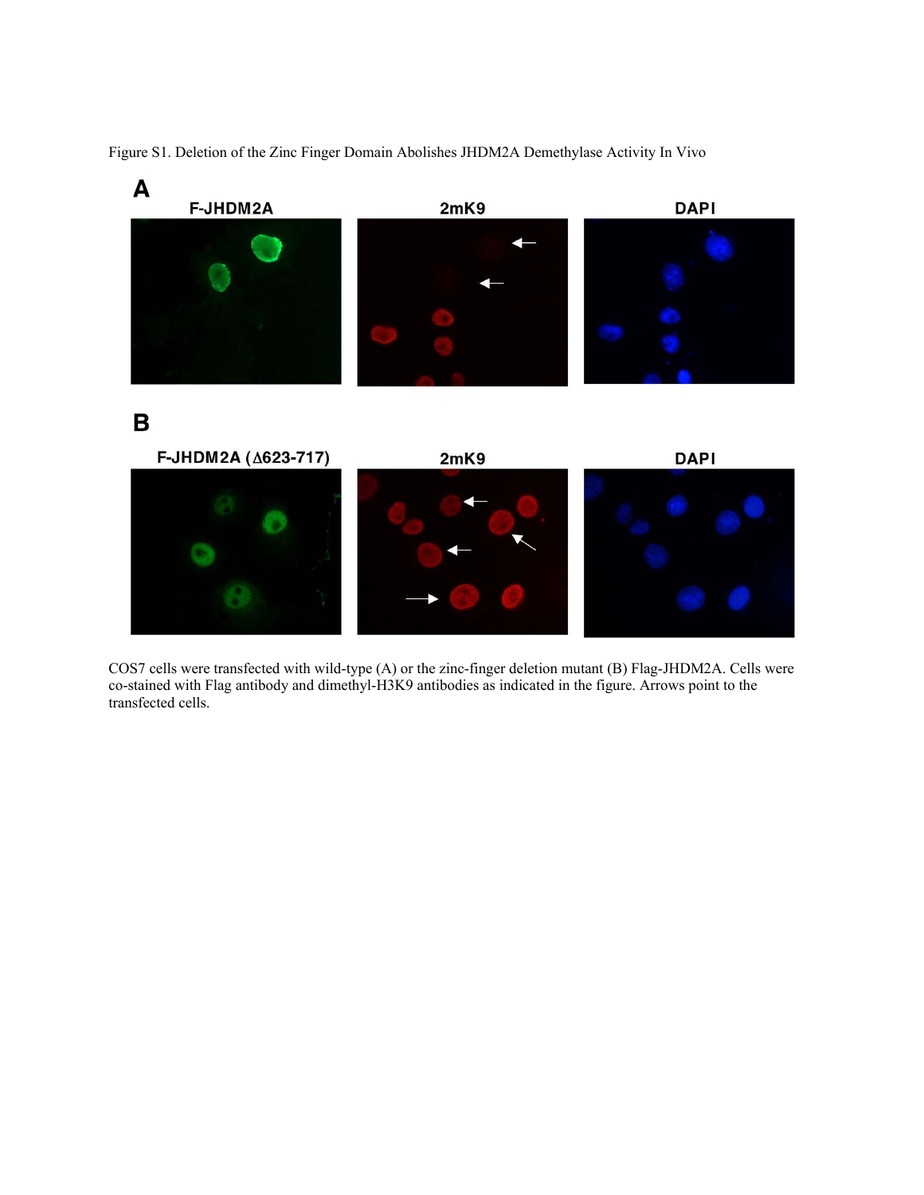Figure S1. Deletion of the Zinc Finger Domain Abolishes JHDM2A Demethylase Activity In Vivo

COS7 cells were transfected with wild-type (A) or the zinc-finger deletion mutant (B) Flag-JHDM2A. Cells were co-stained with Flag antibody and dimethyl-H3K9 antibodies as indicated in the figure. Arrows point to the transfected cells.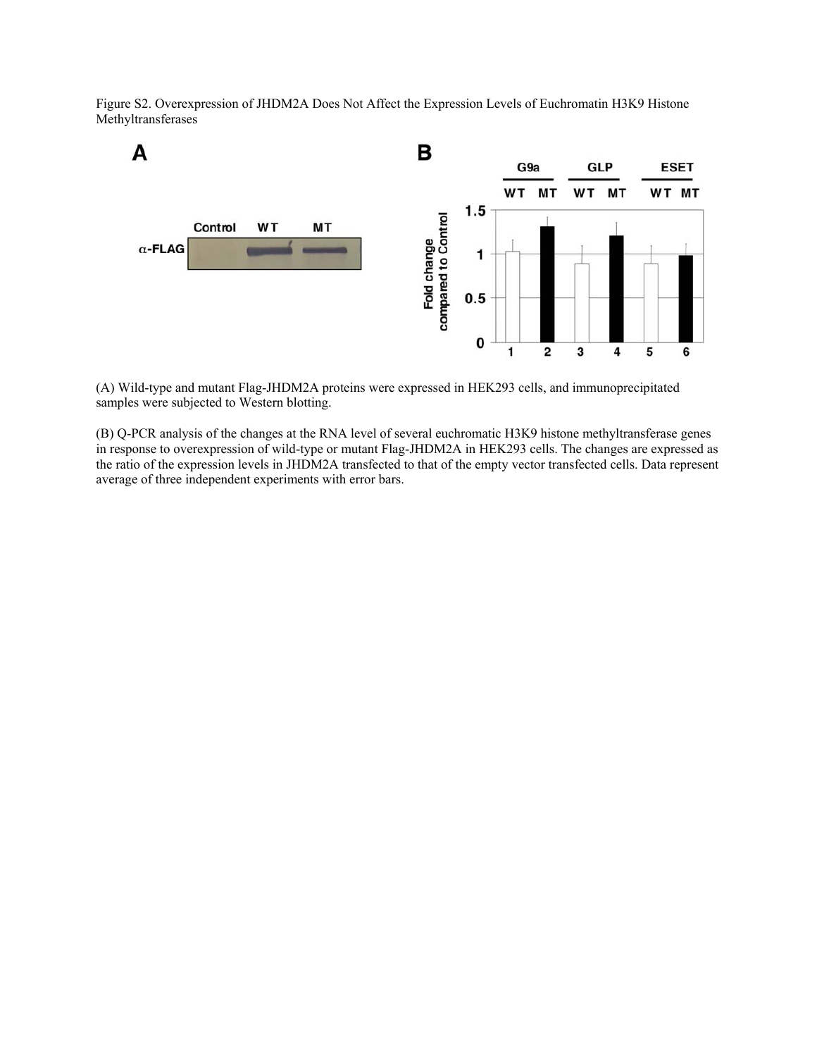Figure S2. Overexpression of JHDM2A Does Not Affect the Expression Levels of Euchromatin H3K9 Histone Methyltransferases

(A) Wild-type and mutant Flag-JHDM2A proteins were expressed in HEK293 cells, and immunoprecipitated samples were subjected to Western blotting.

(B) Q-PCR analysis of the changes at the RNA level of several euchromatic H3K9 histone methyltransferase genes in response to overexpression of wild-type or mutant Flag-JHDM2A in HEK293 cells. The changes are expressed as the ratio of the expression levels in JHDM2A transfected to that of the empty vector transfected cells. Data represent average of three independent experiments with error bars.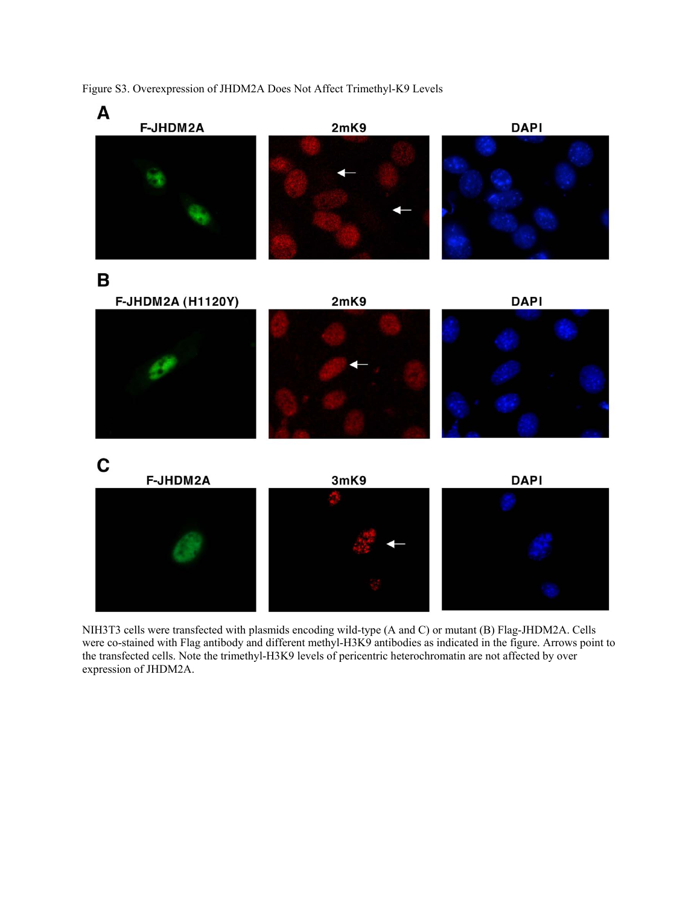Figure S3. Overexpression of JHDM2A Does Not Affect Trimethyl-K9 Levels

NIH3T3 cells were transfected with plasmids encoding wild-type (A and C) or mutant (B) Flag-JHDM2A. Cells were co-stained with Flag antibody and different methyl-H3K9 antibodies as indicated in the figure. Arrows point to the transfected cells. Note the trimethyl-H3K9 levels of pericentric heterochromatin are not affected by over expression of JHDM2A.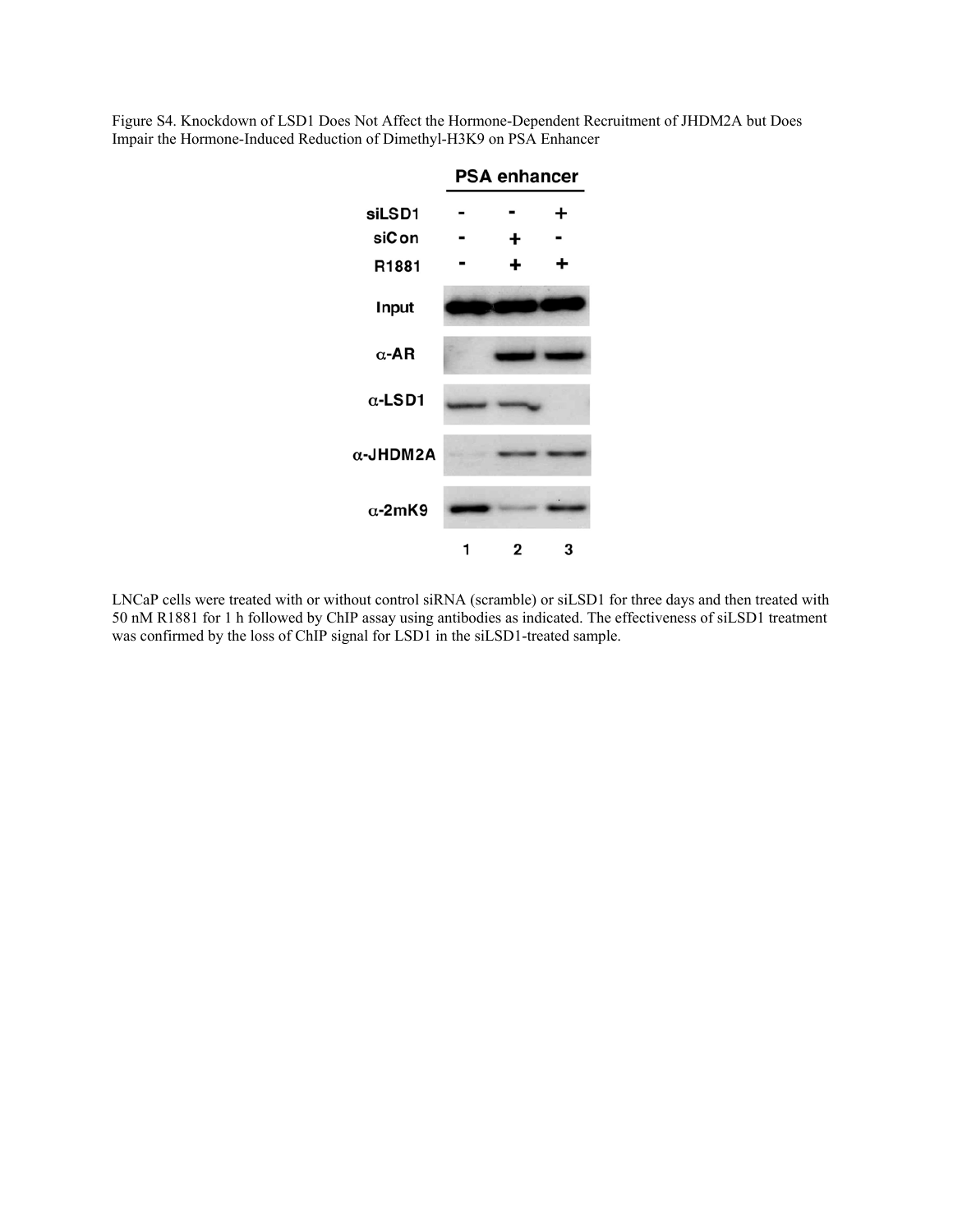Figure S4. Knockdown of LSD1 Does Not Affect the Hormone-Dependent Recruitment of JHDM2A but Does Impair the Hormone-Induced Reduction of Dimethyl-H3K9 on PSA Enhancer

PSA enhancer

siLSD1 - - +

siCon - + -

R1881 - + +

Input

α-AR

α-LSD1

α-JHDM2A

α-2mK9

1 2 3

LNCaP cells were treated with or without control siRNA (scramble) or siLSD1 for three days and then treated with 50 nM R1881 for 1 h followed by ChIP assay using antibodies as indicated. The effectiveness of siLSD1 treatment was confirmed by the loss of ChIP signal for LSD1 in the siLSD1-treated sample.